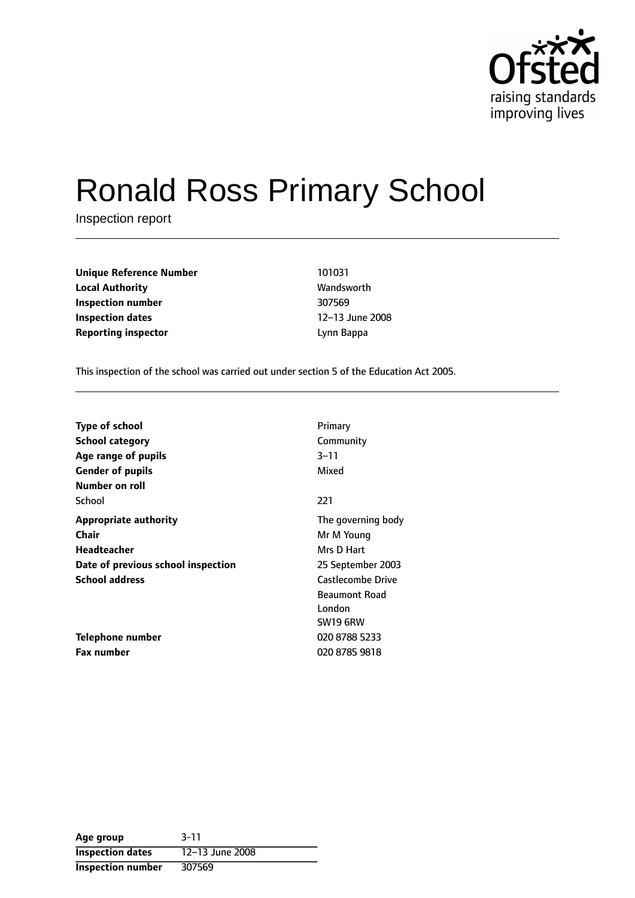# Ronald Ross Primary School

Inspection report

| | |
|---|---|
| **Unique Reference Number** | 101031 |
| **Local Authority** | Wandsworth |
| **Inspection number** | 307569 |
| **Inspection dates** | 12–13 June 2008 |
| **Reporting inspector** | Lynn Bappa |

This inspection of the school was carried out under section 5 of the Education Act 2005.

| | |
|---|---|
| **Type of school** | Primary |
| **School category** | Community |
| **Age range of pupils** | 3–11 |
| **Gender of pupils** | Mixed |
| **Number on roll** | |
| School | 221 |
| **Appropriate authority** | The governing body |
| **Chair** | Mr M Young |
| **Headteacher** | Mrs D Hart |
| **Date of previous school inspection** | 25 September 2003 |
| **School address** | Castlecombe Drive<br>Beaumont Road<br>London<br>SW19 6RW |
| **Telephone number** | 020 8788 5233 |
| **Fax number** | 020 8785 9818 |

| | |
|---|---|
| **Age group** | 3-11 |
| **Inspection dates** | 12–13 June 2008 |
| **Inspection number** | 307569 |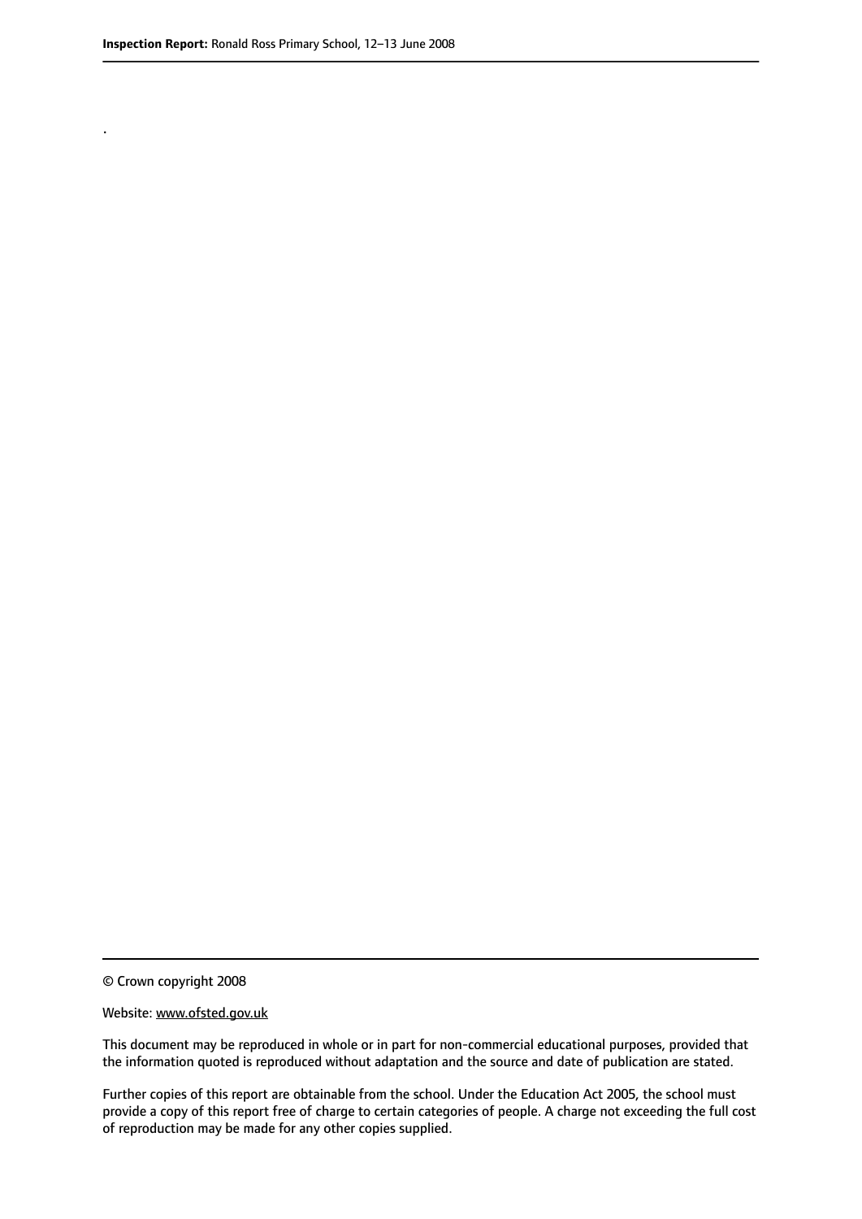.

© Crown copyright 2008

Website: www.ofsted.gov.uk

This document may be reproduced in whole or in part for non-commercial educational purposes, provided that the information quoted is reproduced without adaptation and the source and date of publication are stated.

Further copies of this report are obtainable from the school. Under the Education Act 2005, the school must provide a copy of this report free of charge to certain categories of people. A charge not exceeding the full cost of reproduction may be made for any other copies supplied.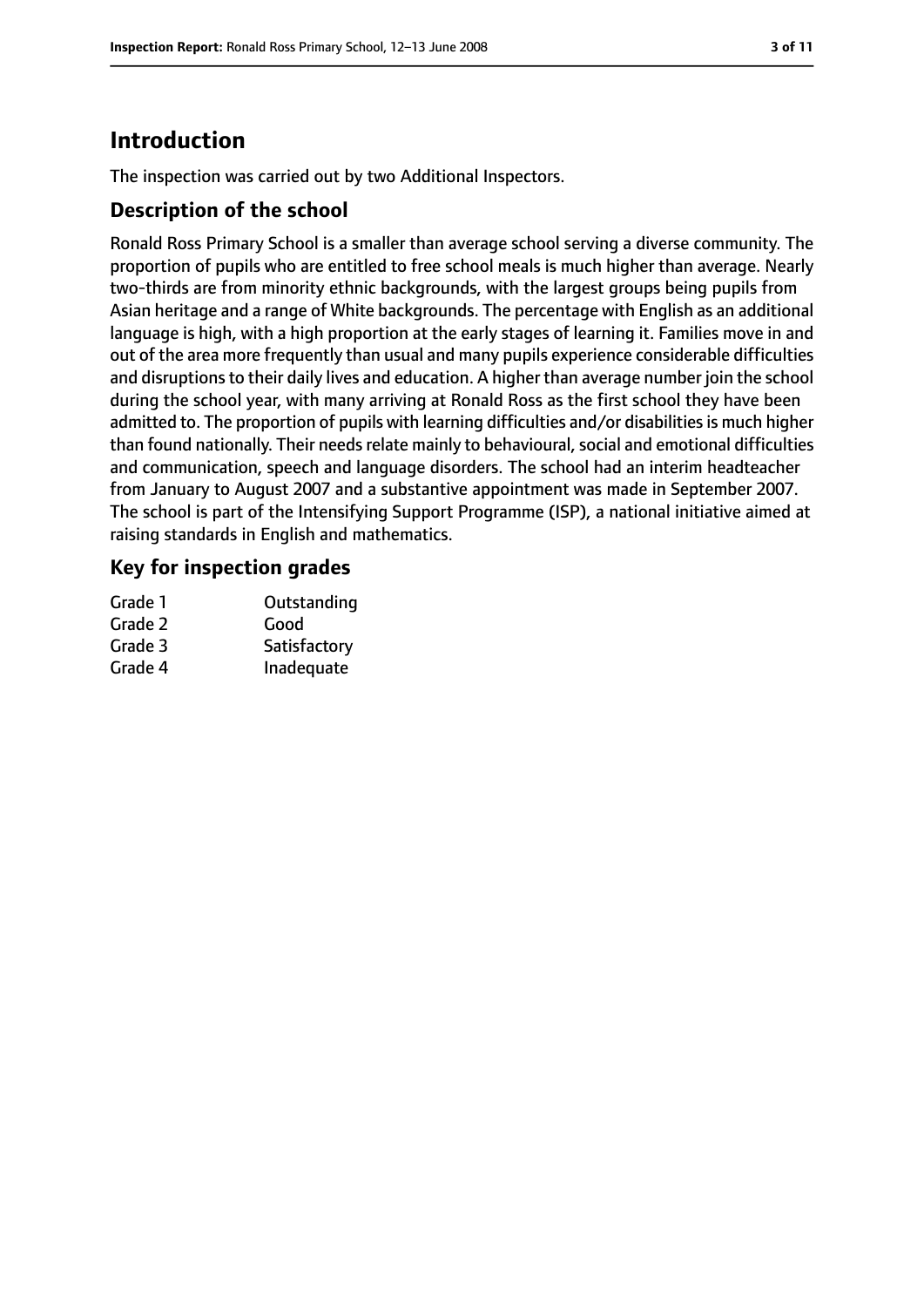# Introduction

The inspection was carried out by two Additional Inspectors.

## Description of the school

Ronald Ross Primary School is a smaller than average school serving a diverse community. The proportion of pupils who are entitled to free school meals is much higher than average. Nearly two-thirds are from minority ethnic backgrounds, with the largest groups being pupils from Asian heritage and a range of White backgrounds. The percentage with English as an additional language is high, with a high proportion at the early stages of learning it. Families move in and out of the area more frequently than usual and many pupils experience considerable difficulties and disruptions to their daily lives and education. A higher than average number join the school during the school year, with many arriving at Ronald Ross as the first school they have been admitted to. The proportion of pupils with learning difficulties and/or disabilities is much higher than found nationally. Their needs relate mainly to behavioural, social and emotional difficulties and communication, speech and language disorders. The school had an interim headteacher from January to August 2007 and a substantive appointment was made in September 2007. The school is part of the Intensifying Support Programme (ISP), a national initiative aimed at raising standards in English and mathematics.

## Key for inspection grades

| | |
|---|---|
| Grade 1 | Outstanding |
| Grade 2 | Good |
| Grade 3 | Satisfactory |
| Grade 4 | Inadequate |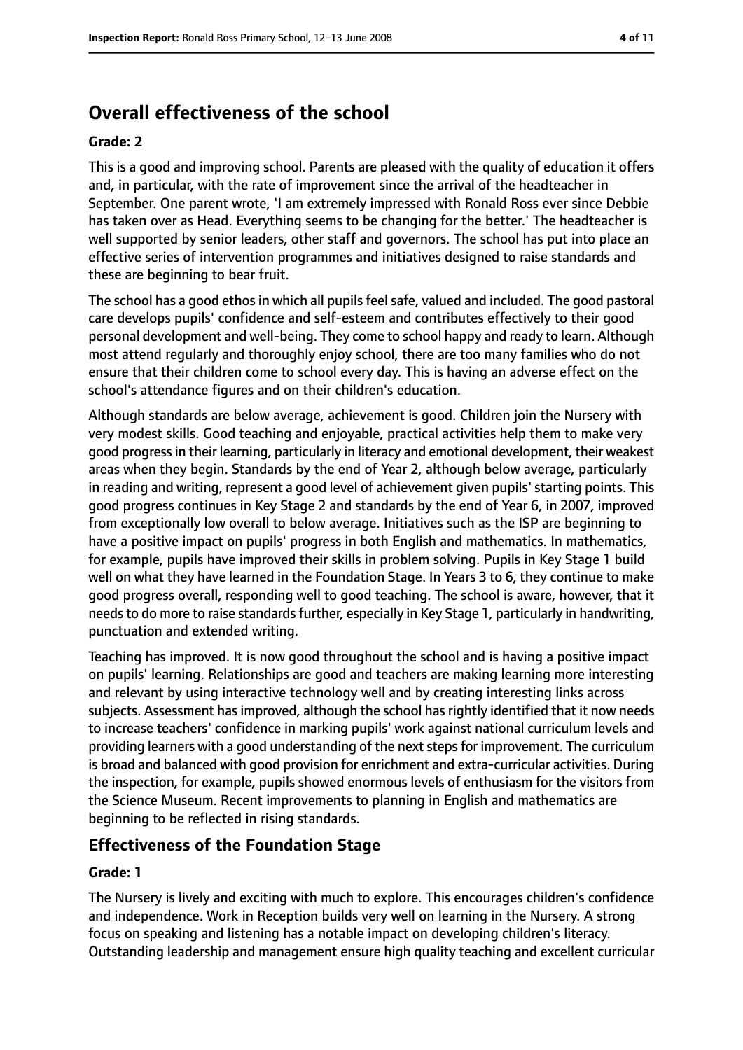## Overall effectiveness of the school

### Grade: 2

This is a good and improving school. Parents are pleased with the quality of education it offers and, in particular, with the rate of improvement since the arrival of the headteacher in September. One parent wrote, 'I am extremely impressed with Ronald Ross ever since Debbie has taken over as Head. Everything seems to be changing for the better.' The headteacher is well supported by senior leaders, other staff and governors. The school has put into place an effective series of intervention programmes and initiatives designed to raise standards and these are beginning to bear fruit.

The school has a good ethos in which all pupils feel safe, valued and included. The good pastoral care develops pupils' confidence and self-esteem and contributes effectively to their good personal development and well-being. They come to school happy and ready to learn. Although most attend regularly and thoroughly enjoy school, there are too many families who do not ensure that their children come to school every day. This is having an adverse effect on the school's attendance figures and on their children's education.

Although standards are below average, achievement is good. Children join the Nursery with very modest skills. Good teaching and enjoyable, practical activities help them to make very good progress in their learning, particularly in literacy and emotional development, their weakest areas when they begin. Standards by the end of Year 2, although below average, particularly in reading and writing, represent a good level of achievement given pupils' starting points. This good progress continues in Key Stage 2 and standards by the end of Year 6, in 2007, improved from exceptionally low overall to below average. Initiatives such as the ISP are beginning to have a positive impact on pupils' progress in both English and mathematics. In mathematics, for example, pupils have improved their skills in problem solving. Pupils in Key Stage 1 build well on what they have learned in the Foundation Stage. In Years 3 to 6, they continue to make good progress overall, responding well to good teaching. The school is aware, however, that it needs to do more to raise standards further, especially in Key Stage 1, particularly in handwriting, punctuation and extended writing.

Teaching has improved. It is now good throughout the school and is having a positive impact on pupils' learning. Relationships are good and teachers are making learning more interesting and relevant by using interactive technology well and by creating interesting links across subjects. Assessment has improved, although the school has rightly identified that it now needs to increase teachers' confidence in marking pupils' work against national curriculum levels and providing learners with a good understanding of the next steps for improvement. The curriculum is broad and balanced with good provision for enrichment and extra-curricular activities. During the inspection, for example, pupils showed enormous levels of enthusiasm for the visitors from the Science Museum. Recent improvements to planning in English and mathematics are beginning to be reflected in rising standards.

## Effectiveness of the Foundation Stage

### Grade: 1

The Nursery is lively and exciting with much to explore. This encourages children's confidence and independence. Work in Reception builds very well on learning in the Nursery. A strong focus on speaking and listening has a notable impact on developing children's literacy. Outstanding leadership and management ensure high quality teaching and excellent curricular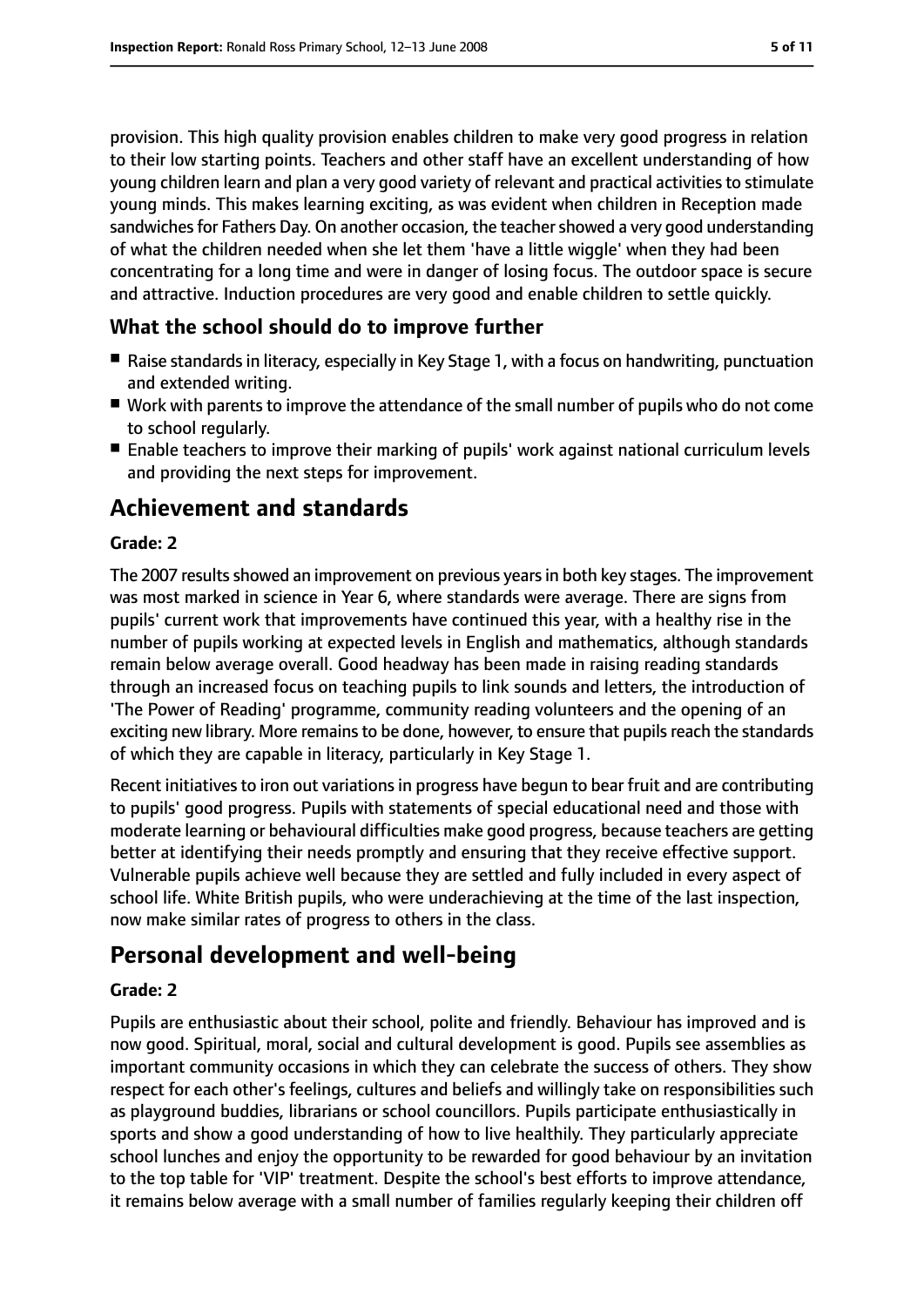provision. This high quality provision enables children to make very good progress in relation to their low starting points. Teachers and other staff have an excellent understanding of how young children learn and plan a very good variety of relevant and practical activities to stimulate young minds. This makes learning exciting, as was evident when children in Reception made sandwiches for Fathers Day. On another occasion, the teacher showed a very good understanding of what the children needed when she let them 'have a little wiggle' when they had been concentrating for a long time and were in danger of losing focus. The outdoor space is secure and attractive. Induction procedures are very good and enable children to settle quickly.

### What the school should do to improve further

- Raise standards in literacy, especially in Key Stage 1, with a focus on handwriting, punctuation and extended writing.
- Work with parents to improve the attendance of the small number of pupils who do not come to school regularly.
- Enable teachers to improve their marking of pupils' work against national curriculum levels and providing the next steps for improvement.

## Achievement and standards

**Grade: 2**

The 2007 results showed an improvement on previous years in both key stages. The improvement was most marked in science in Year 6, where standards were average. There are signs from pupils' current work that improvements have continued this year, with a healthy rise in the number of pupils working at expected levels in English and mathematics, although standards remain below average overall. Good headway has been made in raising reading standards through an increased focus on teaching pupils to link sounds and letters, the introduction of 'The Power of Reading' programme, community reading volunteers and the opening of an exciting new library. More remains to be done, however, to ensure that pupils reach the standards of which they are capable in literacy, particularly in Key Stage 1.

Recent initiatives to iron out variations in progress have begun to bear fruit and are contributing to pupils' good progress. Pupils with statements of special educational need and those with moderate learning or behavioural difficulties make good progress, because teachers are getting better at identifying their needs promptly and ensuring that they receive effective support. Vulnerable pupils achieve well because they are settled and fully included in every aspect of school life. White British pupils, who were underachieving at the time of the last inspection, now make similar rates of progress to others in the class.

## Personal development and well-being

**Grade: 2**

Pupils are enthusiastic about their school, polite and friendly. Behaviour has improved and is now good. Spiritual, moral, social and cultural development is good. Pupils see assemblies as important community occasions in which they can celebrate the success of others. They show respect for each other's feelings, cultures and beliefs and willingly take on responsibilities such as playground buddies, librarians or school councillors. Pupils participate enthusiastically in sports and show a good understanding of how to live healthily. They particularly appreciate school lunches and enjoy the opportunity to be rewarded for good behaviour by an invitation to the top table for 'VIP' treatment. Despite the school's best efforts to improve attendance, it remains below average with a small number of families regularly keeping their children off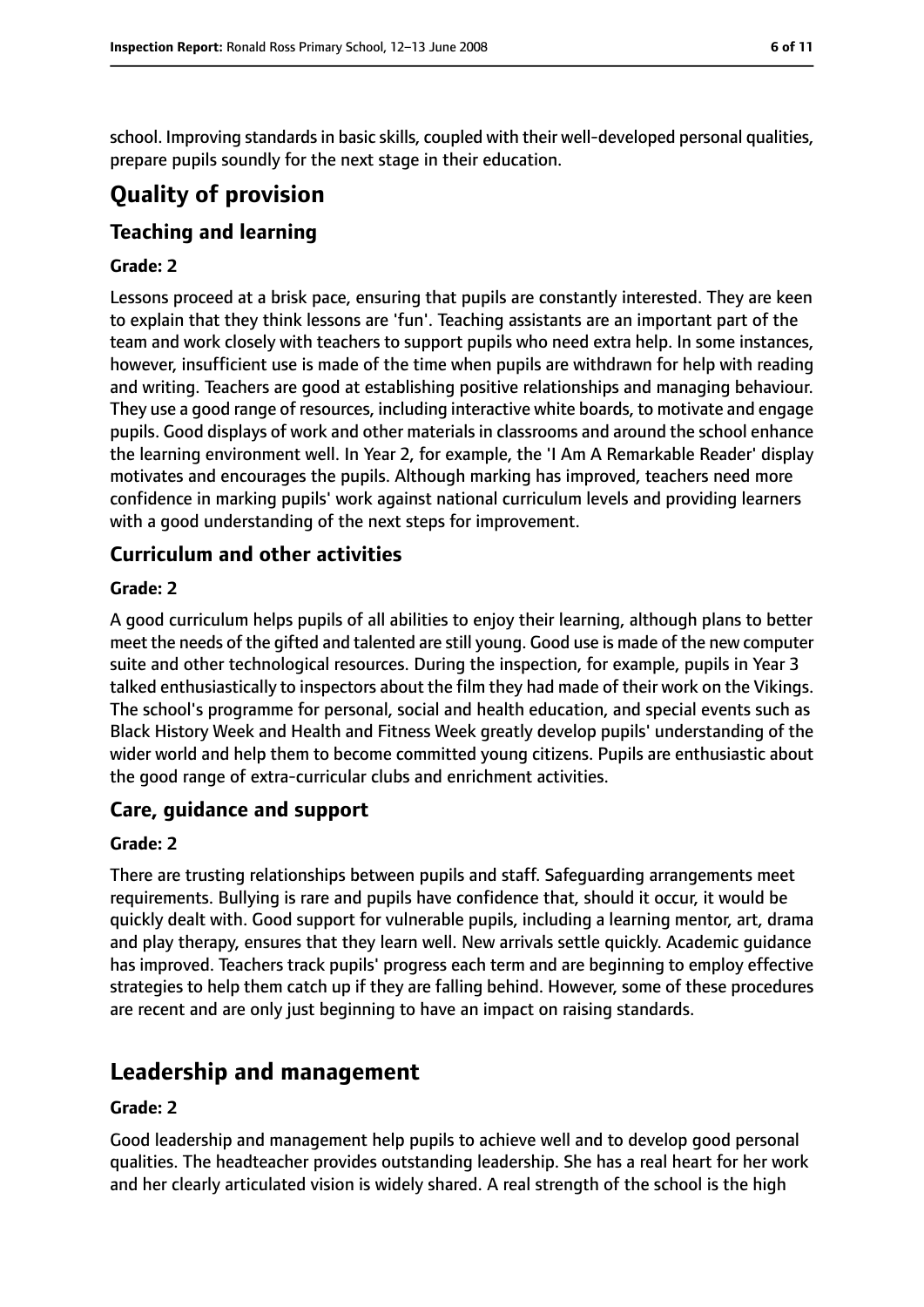school. Improving standards in basic skills, coupled with their well-developed personal qualities, prepare pupils soundly for the next stage in their education.

# Quality of provision

## Teaching and learning

### Grade: 2

Lessons proceed at a brisk pace, ensuring that pupils are constantly interested. They are keen to explain that they think lessons are 'fun'. Teaching assistants are an important part of the team and work closely with teachers to support pupils who need extra help. In some instances, however, insufficient use is made of the time when pupils are withdrawn for help with reading and writing. Teachers are good at establishing positive relationships and managing behaviour. They use a good range of resources, including interactive white boards, to motivate and engage pupils. Good displays of work and other materials in classrooms and around the school enhance the learning environment well. In Year 2, for example, the 'I Am A Remarkable Reader' display motivates and encourages the pupils. Although marking has improved, teachers need more confidence in marking pupils' work against national curriculum levels and providing learners with a good understanding of the next steps for improvement.

## Curriculum and other activities

### Grade: 2

A good curriculum helps pupils of all abilities to enjoy their learning, although plans to better meet the needs of the gifted and talented are still young. Good use is made of the new computer suite and other technological resources. During the inspection, for example, pupils in Year 3 talked enthusiastically to inspectors about the film they had made of their work on the Vikings. The school's programme for personal, social and health education, and special events such as Black History Week and Health and Fitness Week greatly develop pupils' understanding of the wider world and help them to become committed young citizens. Pupils are enthusiastic about the good range of extra-curricular clubs and enrichment activities.

## Care, guidance and support

### Grade: 2

There are trusting relationships between pupils and staff. Safeguarding arrangements meet requirements. Bullying is rare and pupils have confidence that, should it occur, it would be quickly dealt with. Good support for vulnerable pupils, including a learning mentor, art, drama and play therapy, ensures that they learn well. New arrivals settle quickly. Academic guidance has improved. Teachers track pupils' progress each term and are beginning to employ effective strategies to help them catch up if they are falling behind. However, some of these procedures are recent and are only just beginning to have an impact on raising standards.

# Leadership and management

### Grade: 2

Good leadership and management help pupils to achieve well and to develop good personal qualities. The headteacher provides outstanding leadership. She has a real heart for her work and her clearly articulated vision is widely shared. A real strength of the school is the high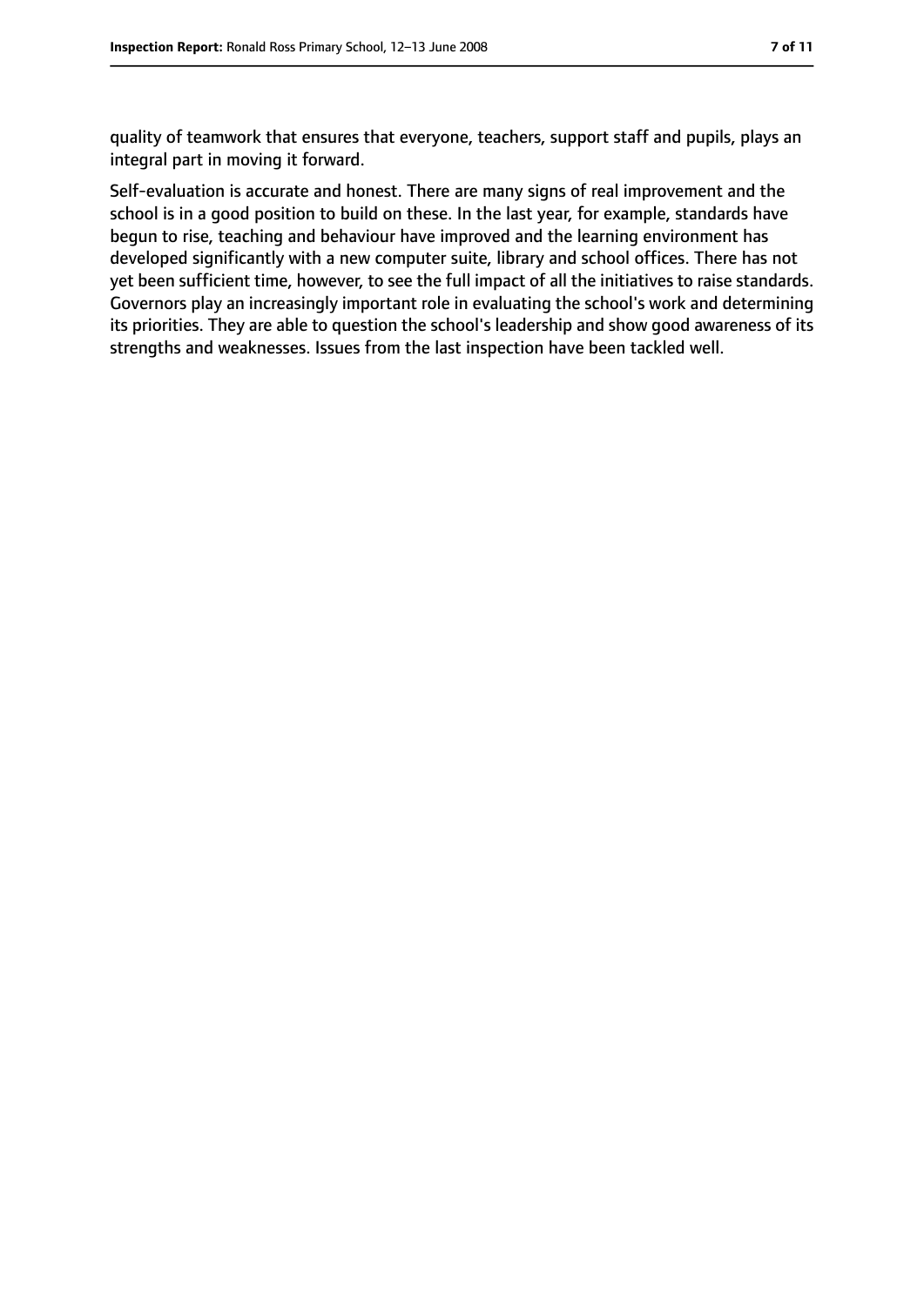quality of teamwork that ensures that everyone, teachers, support staff and pupils, plays an integral part in moving it forward.

Self-evaluation is accurate and honest. There are many signs of real improvement and the school is in a good position to build on these. In the last year, for example, standards have begun to rise, teaching and behaviour have improved and the learning environment has developed significantly with a new computer suite, library and school offices. There has not yet been sufficient time, however, to see the full impact of all the initiatives to raise standards. Governors play an increasingly important role in evaluating the school's work and determining its priorities. They are able to question the school's leadership and show good awareness of its strengths and weaknesses. Issues from the last inspection have been tackled well.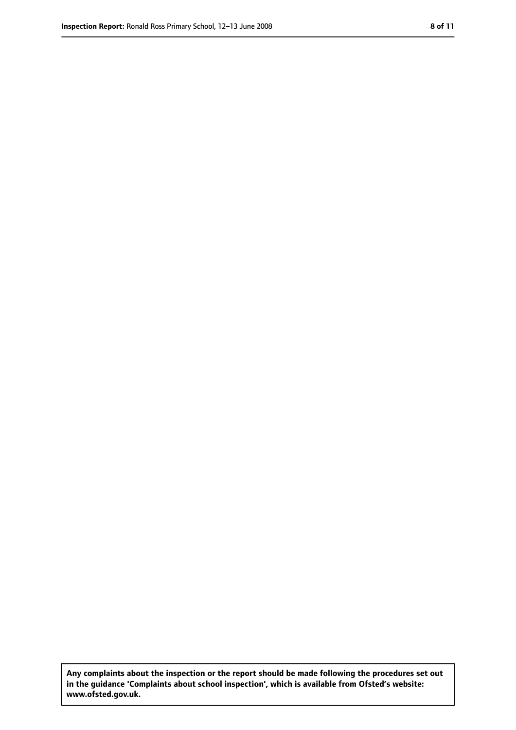**Any complaints about the inspection or the report should be made following the procedures set out in the guidance 'Complaints about school inspection', which is available from Ofsted's website: www.ofsted.gov.uk.**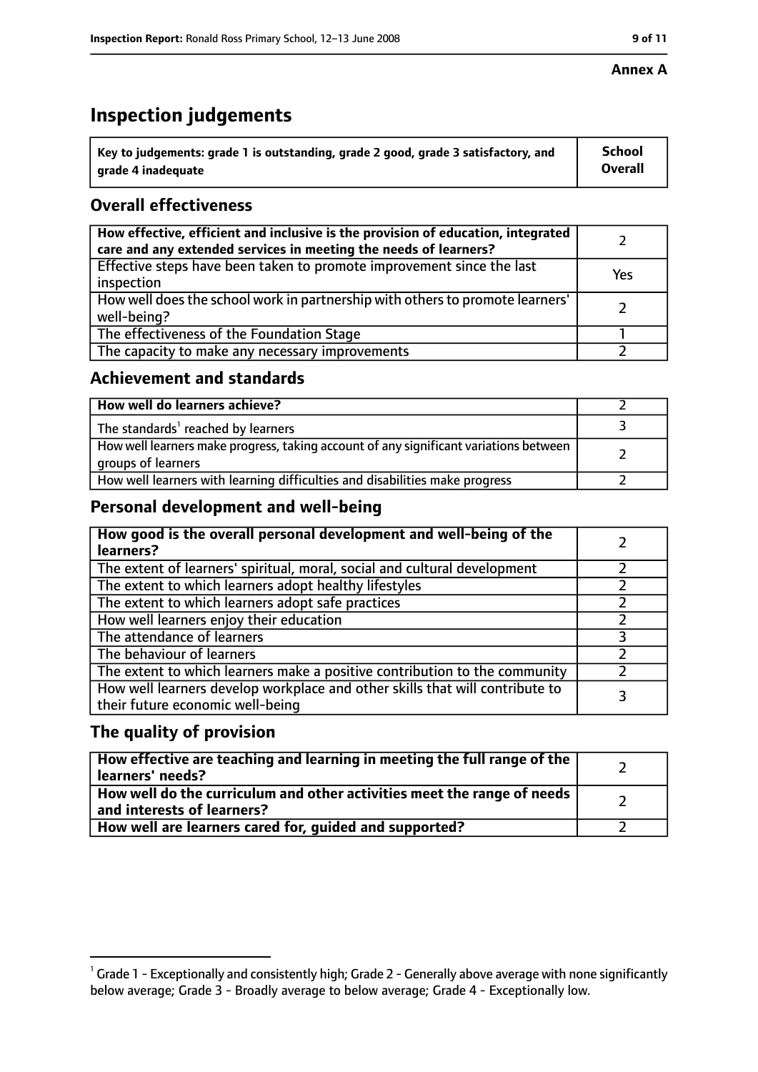**Annex A**

# Inspection judgements

| Key to judgements: grade 1 is outstanding, grade 2 good, grade 3 satisfactory, and grade 4 inadequate | School Overall |
|---|---|

## Overall effectiveness

| | |
|---|---|
| **How effective, efficient and inclusive is the provision of education, integrated care and any extended services in meeting the needs of learners?** | 2 |
| Effective steps have been taken to promote improvement since the last inspection | Yes |
| How well does the school work in partnership with others to promote learners' well-being? | 2 |
| The effectiveness of the Foundation Stage | 1 |
| The capacity to make any necessary improvements | 2 |

## Achievement and standards

| | |
|---|---|
| **How well do learners achieve?** | 2 |
| The standards[1] reached by learners | 3 |
| How well learners make progress, taking account of any significant variations between groups of learners | 2 |
| How well learners with learning difficulties and disabilities make progress | 2 |

## Personal development and well-being

| | |
|---|---|
| **How good is the overall personal development and well-being of the learners?** | 2 |
| The extent of learners' spiritual, moral, social and cultural development | 2 |
| The extent to which learners adopt healthy lifestyles | 2 |
| The extent to which learners adopt safe practices | 2 |
| How well learners enjoy their education | 2 |
| The attendance of learners | 3 |
| The behaviour of learners | 2 |
| The extent to which learners make a positive contribution to the community | 2 |
| How well learners develop workplace and other skills that will contribute to their future economic well-being | 3 |

## The quality of provision

| | |
|---|---|
| **How effective are teaching and learning in meeting the full range of the learners' needs?** | 2 |
| **How well do the curriculum and other activities meet the range of needs and interests of learners?** | 2 |
| **How well are learners cared for, guided and supported?** | 2 |

[1] Grade 1 - Exceptionally and consistently high; Grade 2 - Generally above average with none significantly below average; Grade 3 - Broadly average to below average; Grade 4 - Exceptionally low.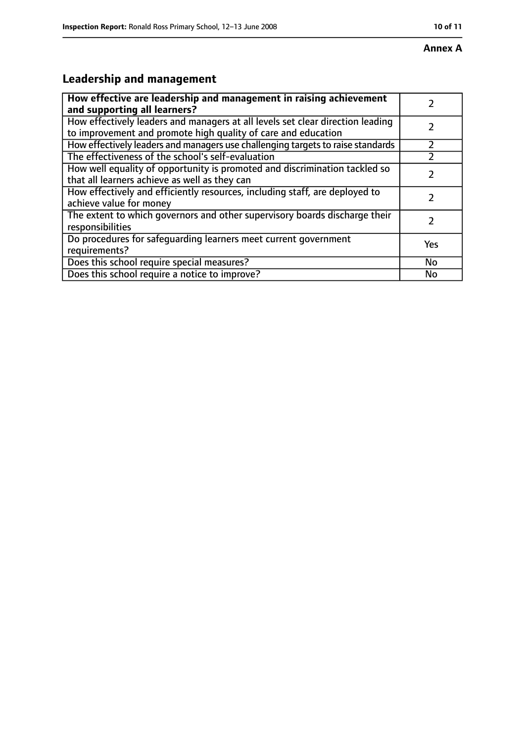**Annex A**

## Leadership and management

| | |
|---|---|
| **How effective are leadership and management in raising achievement and supporting all learners?** | 2 |
| How effectively leaders and managers at all levels set clear direction leading to improvement and promote high quality of care and education | 2 |
| How effectively leaders and managers use challenging targets to raise standards | 2 |
| The effectiveness of the school's self-evaluation | 2 |
| How well equality of opportunity is promoted and discrimination tackled so that all learners achieve as well as they can | 2 |
| How effectively and efficiently resources, including staff, are deployed to achieve value for money | 2 |
| The extent to which governors and other supervisory boards discharge their responsibilities | 2 |
| Do procedures for safeguarding learners meet current government requirements? | Yes |
| Does this school require special measures? | No |
| Does this school require a notice to improve? | No |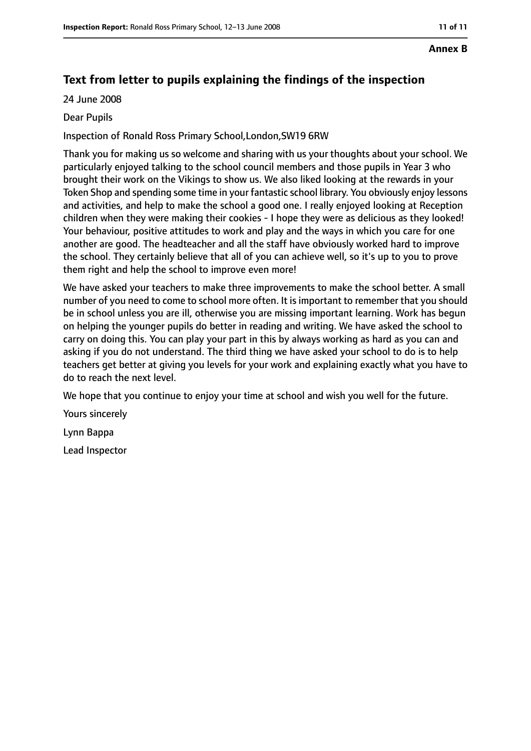**Annex B**

## Text from letter to pupils explaining the findings of the inspection

24 June 2008

Dear Pupils

Inspection of Ronald Ross Primary School,London,SW19 6RW

Thank you for making us so welcome and sharing with us your thoughts about your school. We particularly enjoyed talking to the school council members and those pupils in Year 3 who brought their work on the Vikings to show us. We also liked looking at the rewards in your Token Shop and spending some time in your fantastic school library. You obviously enjoy lessons and activities, and help to make the school a good one. I really enjoyed looking at Reception children when they were making their cookies - I hope they were as delicious as they looked! Your behaviour, positive attitudes to work and play and the ways in which you care for one another are good. The headteacher and all the staff have obviously worked hard to improve the school. They certainly believe that all of you can achieve well, so it's up to you to prove them right and help the school to improve even more!

We have asked your teachers to make three improvements to make the school better. A small number of you need to come to school more often. It is important to remember that you should be in school unless you are ill, otherwise you are missing important learning. Work has begun on helping the younger pupils do better in reading and writing. We have asked the school to carry on doing this. You can play your part in this by always working as hard as you can and asking if you do not understand. The third thing we have asked your school to do is to help teachers get better at giving you levels for your work and explaining exactly what you have to do to reach the next level.

We hope that you continue to enjoy your time at school and wish you well for the future.

Yours sincerely

Lynn Bappa

Lead Inspector